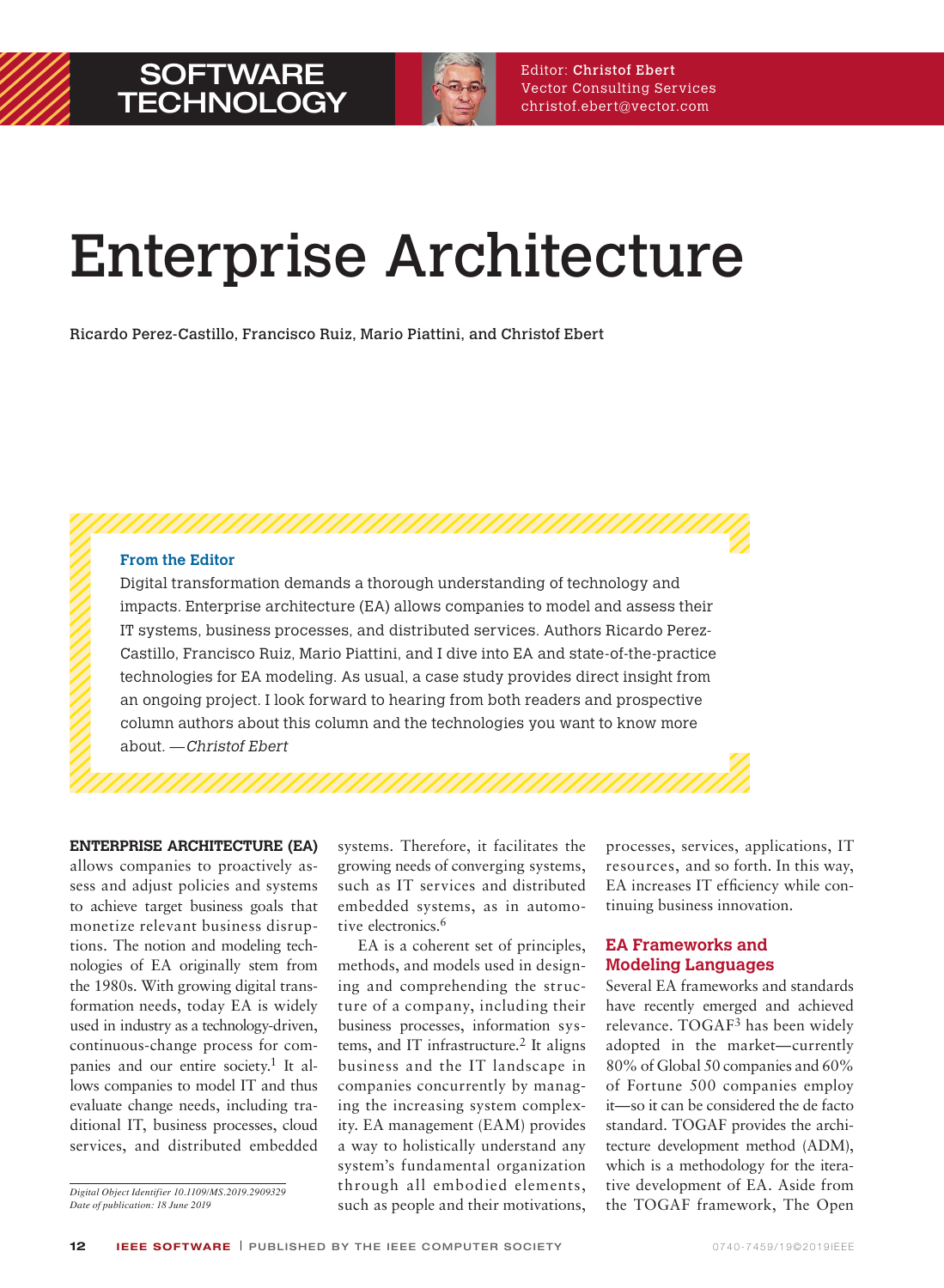# Enterprise Architecture

Ricardo Perez-Castillo, Francisco Ruiz, Mario Piattini, and Christof Ebert

**From the Editor**

Digital transformation demands a thorough understanding of technology and impacts. Enterprise architecture (EA) allows companies to model and assess their IT systems, business processes, and distributed services. Authors Ricardo Perez-Castillo, Francisco Ruiz, Mario Piattini, and I dive into EA and state-of-the-practice technologies for EA modeling. As usual, a case study provides direct insight from an ongoing project. I look forward to hearing from both readers and prospective column authors about this column and the technologies you want to know more about. —*Christof Ebert*

**ENTERPRISE ARCHITECTURE (EA)** allows companies to proactively assess and adjust policies and systems to achieve target business goals that monetize relevant business disruptions. The notion and modeling technologies of EA originally stem from the 1980s. With growing digital transformation needs, today EA is widely used in industry as a technology-driven, continuous-change process for companies and our entire society.[1] It allows companies to model IT and thus evaluate change needs, including traditional IT, business processes, cloud services, and distributed embedded systems. Therefore, it facilitates the growing needs of converging systems, such as IT services and distributed embedded systems, as in automotive electronics.[6]

EA is a coherent set of principles, methods, and models used in designing and comprehending the structure of a company, including their business processes, information systems, and IT infrastructure.[2] It aligns business and the IT landscape in companies concurrently by managing the increasing system complexity. EA management (EAM) provides a way to holistically understand any system's fundamental organization through all embodied elements, such as people and their motivations, processes, services, applications, IT resources, and so forth. In this way, EA increases IT efficiency while continuing business innovation.

## EA Frameworks and Modeling Languages

Several EA frameworks and standards have recently emerged and achieved relevance. TOGAF[3] has been widely adopted in the market—currently 80% of Global 50 companies and 60% of Fortune 500 companies employ it—so it can be considered the de facto standard. TOGAF provides the architecture development method (ADM), which is a methodology for the iterative development of EA. Aside from the TOGAF framework, The Open

*Digital Object Identifier 10.1109/MS.2019.2909329*
*Date of publication: 18 June 2019*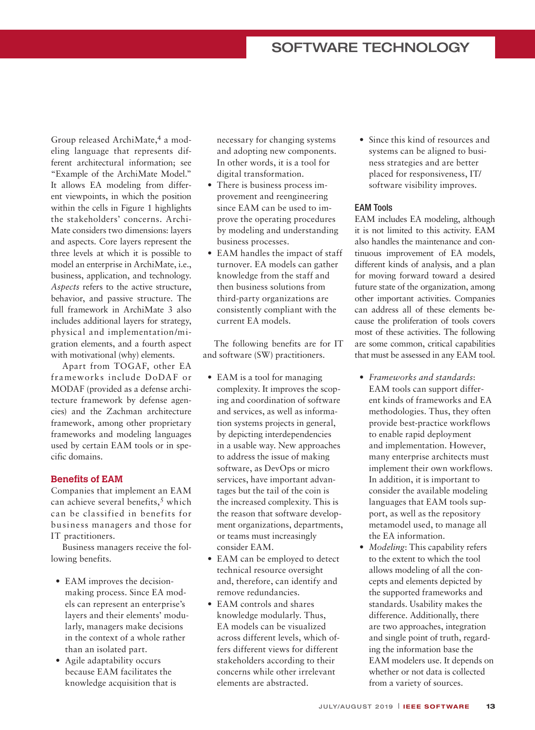Group released ArchiMate,[4] a modeling language that represents different architectural information; see "Example of the ArchiMate Model." It allows EA modeling from different viewpoints, in which the position within the cells in Figure 1 highlights the stakeholders' concerns. ArchiMate considers two dimensions: layers and aspects. Core layers represent the three levels at which it is possible to model an enterprise in ArchiMate, i.e., business, application, and technology. *Aspects* refers to the active structure, behavior, and passive structure. The full framework in ArchiMate 3 also includes additional layers for strategy, physical and implementation/migration elements, and a fourth aspect with motivational (why) elements.

Apart from TOGAF, other EA frameworks include DoDAF or MODAF (provided as a defense architecture framework by defense agencies) and the Zachman architecture framework, among other proprietary frameworks and modeling languages used by certain EAM tools or in specific domains.

## Benefits of EAM

Companies that implement an EAM can achieve several benefits,[5] which can be classified in benefits for business managers and those for IT practitioners.

Business managers receive the following benefits.

- EAM improves the decision-making process. Since EA models can represent an enterprise's layers and their elements' modularly, managers make decisions in the context of a whole rather than an isolated part.
- Agile adaptability occurs because EAM facilitates the knowledge acquisition that is necessary for changing systems and adopting new components. In other words, it is a tool for digital transformation.
- There is business process improvement and reengineering since EAM can be used to improve the operating procedures by modeling and understanding business processes.
- EAM handles the impact of staff turnover. EA models can gather knowledge from the staff and then business solutions from third-party organizations are consistently compliant with the current EA models.

The following benefits are for IT and software (SW) practitioners.

- EAM is a tool for managing complexity. It improves the scoping and coordination of software and services, as well as information systems projects in general, by depicting interdependencies in a usable way. New approaches to address the issue of making software, as DevOps or micro services, have important advantages but the tail of the coin is the increased complexity. This is the reason that software development organizations, departments, or teams must increasingly consider EAM.
- EAM can be employed to detect technical resource oversight and, therefore, can identify and remove redundancies.
- EAM controls and shares knowledge modularly. Thus, EA models can be visualized across different levels, which offers different views for different stakeholders according to their concerns while other irrelevant elements are abstracted.
- Since this kind of resources and systems can be aligned to business strategies and are better placed for responsiveness, IT/software visibility improves.

### EAM Tools

EAM includes EA modeling, although it is not limited to this activity. EAM also handles the maintenance and continuous improvement of EA models, different kinds of analysis, and a plan for moving forward toward a desired future state of the organization, among other important activities. Companies can address all of these elements because the proliferation of tools covers most of these activities. The following are some common, critical capabilities that must be assessed in any EAM tool.

- *Frameworks and standards*: EAM tools can support different kinds of frameworks and EA methodologies. Thus, they often provide best-practice workflows to enable rapid deployment and implementation. However, many enterprise architects must implement their own workflows. In addition, it is important to consider the available modeling languages that EAM tools support, as well as the repository metamodel used, to manage all the EA information.
- *Modeling*: This capability refers to the extent to which the tool allows modeling of all the concepts and elements depicted by the supported frameworks and standards. Usability makes the difference. Additionally, there are two approaches, integration and single point of truth, regarding the information base the EAM modelers use. It depends on whether or not data is collected from a variety of sources.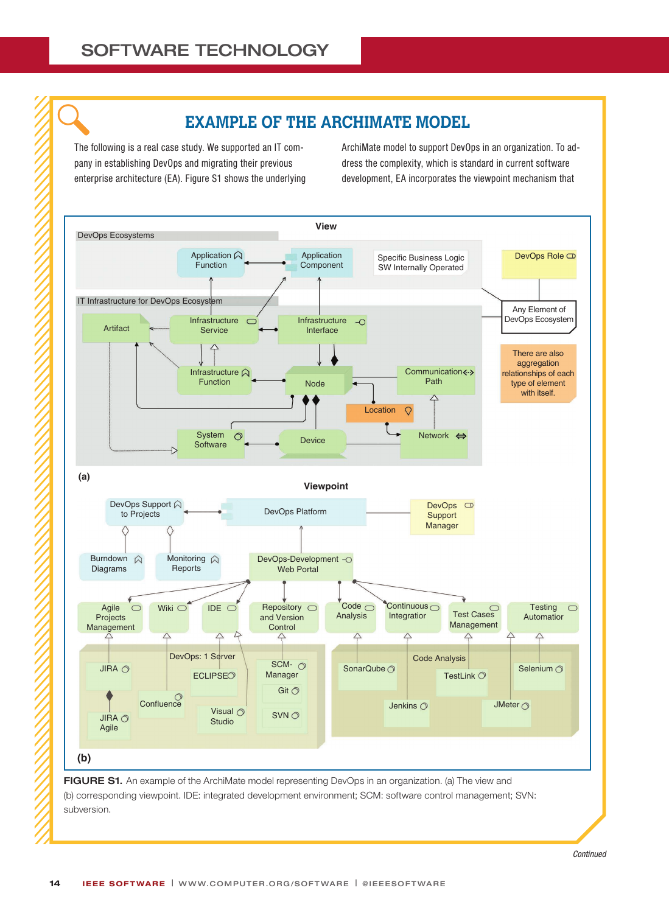## EXAMPLE OF THE ARCHIMATE MODEL

The following is a real case study. We supported an IT company in establishing DevOps and migrating their previous enterprise architecture (EA). Figure S1 shows the underlying ArchiMate model to support DevOps in an organization. To address the complexity, which is standard in current software development, EA incorporates the viewpoint mechanism that

**FIGURE S1.** An example of the ArchiMate model representing DevOps in an organization. (a) The view and (b) corresponding viewpoint. IDE: integrated development environment; SCM: software control management; SVN: subversion.

*Continued*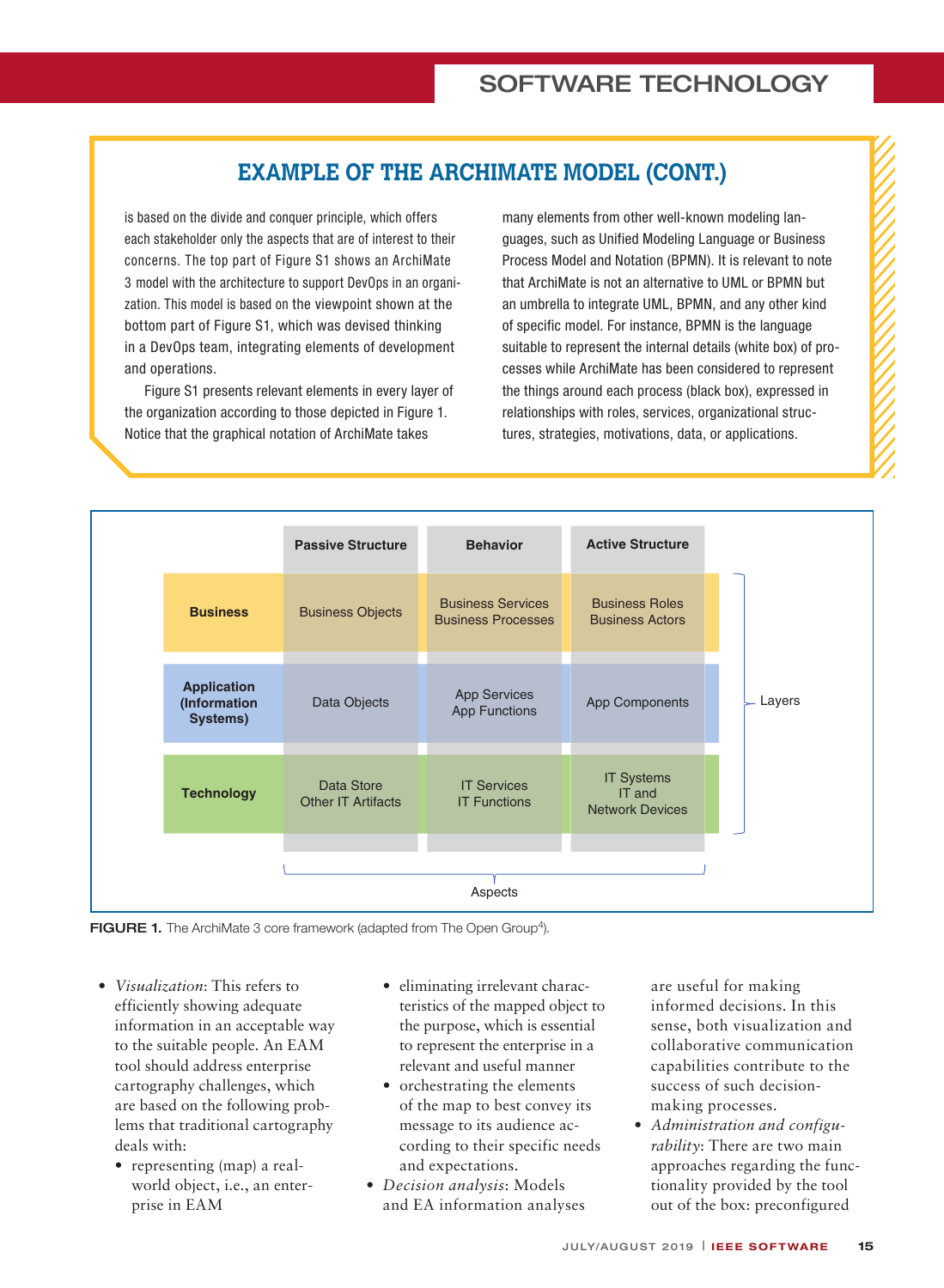## EXAMPLE OF THE ARCHIMATE MODEL (CONT.)

is based on the divide and conquer principle, which offers each stakeholder only the aspects that are of interest to their concerns. The top part of Figure S1 shows an ArchiMate 3 model with the architecture to support DevOps in an organization. This model is based on the viewpoint shown at the bottom part of Figure S1, which was devised thinking in a DevOps team, integrating elements of development and operations.

Figure S1 presents relevant elements in every layer of the organization according to those depicted in Figure 1. Notice that the graphical notation of ArchiMate takes many elements from other well-known modeling languages, such as Unified Modeling Language or Business Process Model and Notation (BPMN). It is relevant to note that ArchiMate is not an alternative to UML or BPMN but an umbrella to integrate UML, BPMN, and any other kind of specific model. For instance, BPMN is the language suitable to represent the internal details (white box) of processes while ArchiMate has been considered to represent the things around each process (black box), expressed in relationships with roles, services, organizational structures, strategies, motivations, data, or applications.

| Layers \ Aspects | Passive Structure | Behavior | Active Structure |
|---|---|---|---|
| **Business** | Business Objects | Business Services<br>Business Processes | Business Roles<br>Business Actors |
| **Application (Information Systems)** | Data Objects | App Services<br>App Functions | App Components |
| **Technology** | Data Store<br>Other IT Artifacts | IT Services<br>IT Functions | IT Systems<br>IT and<br>Network Devices |

**FIGURE 1.** The ArchiMate 3 core framework (adapted from The Open Group[4]).

- *Visualization*: This refers to efficiently showing adequate information in an acceptable way to the suitable people. An EAM tool should address enterprise cartography challenges, which are based on the following problems that traditional cartography deals with:
  - representing (map) a real-world object, i.e., an enterprise in EAM
  - eliminating irrelevant characteristics of the mapped object to the purpose, which is essential to represent the enterprise in a relevant and useful manner
  - orchestrating the elements of the map to best convey its message to its audience according to their specific needs and expectations.
- *Decision analysis*: Models and EA information analyses are useful for making informed decisions. In this sense, both visualization and collaborative communication capabilities contribute to the success of such decision-making processes.
- *Administration and configurability*: There are two main approaches regarding the functionality provided by the tool out of the box: preconfigured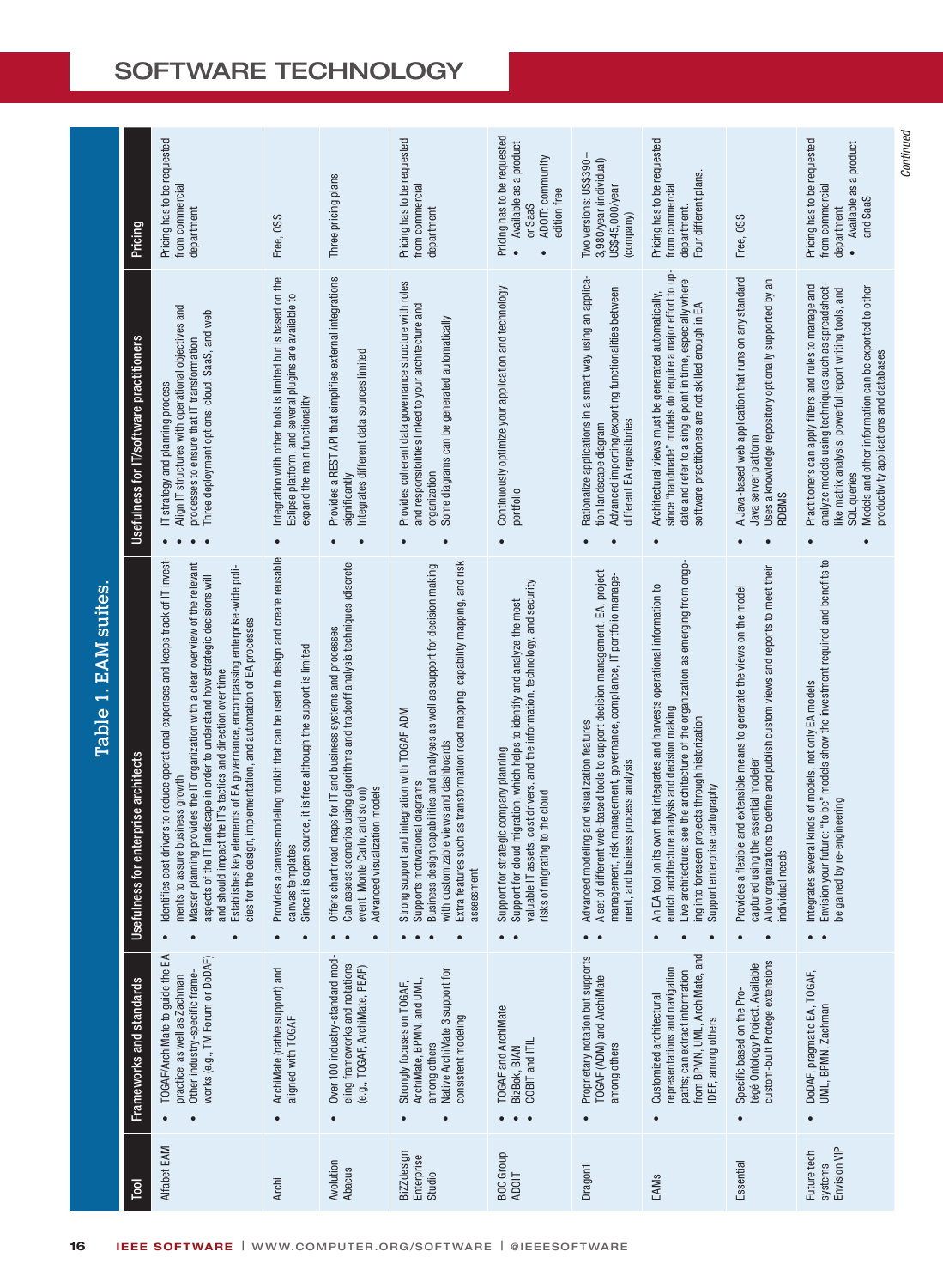## Table 1. EAM suites.

| Tool | Frameworks and standards | Usefulness for enterprise architects | Usefulness for IT/software practitioners | Pricing |
|---|---|---|---|---|
| Alfabet EAM | • TOGAF/ArchiMate to guide the EA practice, as well as Zachman<br>• Other industry-specific frameworks (e.g., TM Forum or DoDAF) | • Identifies cost drivers to reduce operational expenses and keeps track of IT investments to assure business growth<br>• Master planning provides the IT organization with a clear overview of the relevant aspects of the IT landscape in order to understand how strategic decisions will and should impact the IT's tactics and direction over time<br>• Establishes key elements of EA governance, encompassing enterprise-wide policies for the design, implementation, and automation of EA processes | • IT strategy and planning process<br>• Align IT structures with operational objectives and processes to ensure that IT transformation<br>• Three deployment options: cloud, SaaS, and web | Pricing has to be requested from commercial department |
| Archi | • ArchiMate (native support) and aligned with TOGAF | • Provides a canvas-modeling toolkit that can be used to design and create reusable canvas templates<br>• Since it is open source, it is free although the support is limited | • Integration with other tools is limited but is based on the Eclipse platform, and several plugins are available to expand the main functionality | Free, OSS |
| Avolution Abacus | • Over 100 industry-standard modeling frameworks and notations (e.g., TOGAF, ArchiMate, PEAF) | • Offers chart road maps for IT and business systems and processes<br>• Can assess scenarios using algorithms and tradeoff analysis techniques (discrete event, Monte Carlo, and so on)<br>• Advanced visualization models | • Provides a REST API that simplifies external integrations significantly<br>• Integrates different data sources limited | Three pricing plans |
| BiZZdesign Enterprise Studio | • Strongly focuses on TOGAF, ArchiMate, BPMN, and UML, among others<br>• Native ArchiMate 3 support for consistent modeling | • Strong support and integration with TOGAF ADM<br>• Supports motivational diagrams<br>• Business design capabilities and analyses as well as support for decision making with customizable views and dashboards<br>• Extra features such as transformation road mapping, capability mapping, and risk assessment | • Provides coherent data governance structure with roles and responsibilities linked to your architecture and organization<br>• Some diagrams can be generated automatically | Pricing has to be requested from commercial department |
| BOC Group ADOIT | • TOGAF and ArchiMate<br>• BizBok, BIAN<br>• COBIT and ITIL | • Support for strategic company planning<br>• Support for cloud migration, which helps to identify and analyze the most valuable IT assets, cost drivers, and the information, technology, and security risks of migrating to the cloud | • Continuously optimize your application and technology portfolio | Pricing has to be requested<br>• Available as a product or SaaS<br>• ADOIT: community edition free |
| Dragon1 | • Proprietary notation but supports TOGAF (ADM) and ArchiMate among others | • Advanced modeling and visualization features<br>• A set of different web-based tools to support decision management, EA, project management, risk management, governance, compliance, IT portfolio management, and business process analysis | • Rationalize applications in a smart way using an application landscape diagram<br>• Advanced importing/exporting functionalities between different EA repositories | Two versions: US$390–3,980/year (individual) US$45,000/year (company) |
| EAMs | • Customized architectural representations and navigation paths; can extract information from BPMN, UML, ArchiMate, and IDEF, among others | • An EA tool on its own that integrates and harvests operational information to enrich architecture analysis and decision making<br>• Live architecture: see the architecture of the organization as emerging from ongoing into foreseen projects through historization<br>• Support enterprise cartography | • Architectural views must be generated automatically, since "handmade" models do require a major effort to update and refer to a single point in time, especially where software practitioners are not skilled enough in EA | Pricing has to be requested from commercial department. Four different plans. |
| Essential | • Specific based on the Protégé Ontology Project. Available custom-built Protege extensions | • Provides a flexible and extensible means to generate the views on the model captured using the essential modeler<br>• Allow organizations to define and publish custom views and reports to meet their individual needs | • A Java-based web application that runs on any standard Java server platform<br>• Uses a knowledge repository optionally supported by an RDBMS | Free, OSS |
| Future tech systems Envision VIP | • DoDAF, pragmatic EA, TOGAF, UML, BPMN, Zachman | • Integrates several kinds of models, not only EA models<br>• Envision your future: "to be" models show the investment required and benefits to be gained by re-engineering | • Practitioners can apply filters and rules to manage and analyze models using techniques such as spreadsheet-like matrix analysis, powerful report writing tools, and SQL queries<br>• Models and other information can be exported to other productivity applications and databases | Pricing has to be requested from commercial department<br>• Available as a product and SaaS |

*Continued*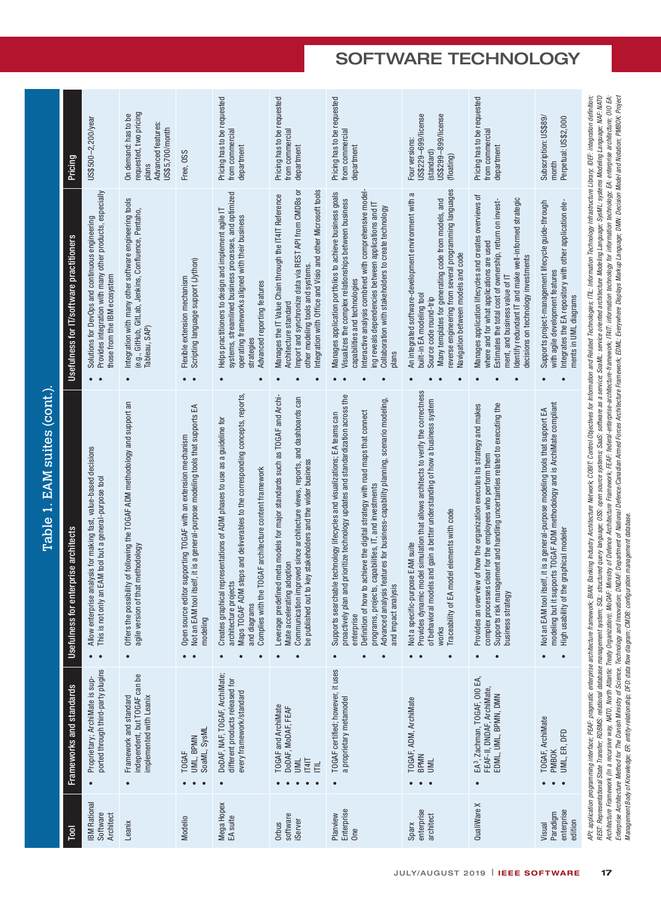## Table 1. EAM suites (cont.).

| Tool | Frameworks and standards | Usefulness for enterprise architects | Usefulness for IT/software practitioners | Pricing |
|---|---|---|---|---|
| IBM Rational Software Architect | • Proprietary; ArchiMate is supported through third-party plugins | • Allow enterprise analysis for making fast, value-based decisions<br>• This is not only an EAM tool but a general-purpose tool | • Solutions for DevOps and continuous engineering<br>• Provides integration with many other products, especially those from the IBM ecosystem | US$500–2,200/year |
| Leanix | • Framework and standard independent, but TOGAF can be implemented with Leanix | • Offers the possibility of following the TOGAF ADM methodology and support an agile version of that methodology | • Integration with many other software engineering tools (e.g., GitHub, GitLab, Jenkins, Confluence, Pentaho, Tableau, SAP) | On demand: has to be requested, two pricing plans<br>Advanced features: US$5,700/month |
| Modelio | • TOGAF<br>• UML, BPMN<br>• SoaML, SysML | • Open source editor supporting TOGAF with an extension mechanism<br>• Not an EAM tool itself, it is a general-purpose modeling tools that supports EA modeling | • Flexible extension mechanism<br>• Scripting language support (Jython) | Free, OSS |
| Mega Hopex EA suite | • DoDAF, NAF, TOGAF, ArchiMate; different products released for every framework/standard | • Creates graphical representations of ADM phases to use as a guideline for architecture projects<br>• Maps TOGAF ADM steps and deliverables to the corresponding concepts, reports, and diagrams<br>• Complies with the TOGAF architecture content framework | • Helps practitioners to design and implement agile IT systems, streamlined business processes, and optimized operating frameworks aligned with their business strategies<br>• Advanced reporting features | Pricing has to be requested from commercial department |
| Orbus software iServer | • TOGAF and ArchiMate<br>• DoDAF, MoDAF, FEAF<br>• UML<br>• IT4IT<br>• ITIL | • Leverage predefined meta models for major standards such as TOGAF and ArchiMate accelerating adoption<br>• Communication improved since architecture views, reports, and dashboards can be published out to key stakeholders and the wider business | • Manages the IT Value Chain through the IT4IT Reference Architecture standard<br>• Import and synchronize data via REST API from CMDBs or other modeling tools and systems.<br>• Integration with Office and Visio and other Microsoft tools | Pricing has to be requested from commercial department |
| Planview Enterprise One | • TOGAF certified; however, it uses a proprietary metamodel | • Supports searchable technology lifecycles and visualizations; EA teams can proactively plan and prioritize technology updates and standardization across the enterprise<br>• Definition of how to achieve the digital strategy with road maps that connect programs, projects, capabilities, IT, and investments<br>• Advanced analysis features for business-capability planning, scenario modeling, and impact analysis | • Manages application portfolios to achieve business goals<br>• Visualizes the complex relationships between business capabilities and technologies<br>• Interactive analysis combined with comprehensive modeling reveals dependencies between applications and IT<br>• Collaboration with stakeholders to create technology plans | Pricing has to be requested from commercial department |
| Sparx enterprise architect | • TOGAF, ADM, ArchiMate<br>• BPMN<br>• UML | • Not a specific-purpose EAM suite<br>• Provides dynamic model simulation that allows architects to verify the correctness of behavioral models and gain a better understanding of how a business system works<br>• Traceability of EA model elements with code | • An integrated software-development environment with a built-in EA modeling tool<br>• Source code round-trip<br>• Many templates for generating code from models, and reverse engineering from several programming languages<br>• Navigation between models and code | Four versions:<br>US$229–699/license (standard)<br>US$299–899/license (floating) |
| QualiWare X | • EA³, Zachman, TOGAF, OIO EA, FEAF-II, DNDAF, ArchiMate, EDMIL, UML, BPMN, DMN | • Provides an overview of how the organization executes its strategy and makes complex processes clear for the employees who perform them<br>• Supports risk management and handling uncertainties related to executing the business strategy | • Manages application lifecycles and creates overviews of where and for what applications are used<br>• Estimates the total cost of ownership, return on investment, and business value of IT<br>• Identify redundant IT and make well-informed strategic decisions on technology investments | Pricing has to be requested from commercial department |
| Visual Paradigm enterprise edition | • TOGAF, ArchiMate<br>• PMBOK<br>• UML, ER, DFD | • Not an EAM tool itself, it is a general-purpose modeling tools that support EA modeling but it supports TOGAF ADM methodology and is ArchiMate compliant<br>• High usability of the graphical modeler | • Supports project-management lifecycle guide-through with agile development features<br>• Integrates the EA repository with other application elements in UML diagrams | Subscription: US$89/month<br>Perpetual: US$2,000 |

*API: application programming interface; PEAF: pragmatic enterprise architecture framework; BIAN: Banking Industry Architecture Network; COBIT: Control Objectives for Information and Related Technologies; ITIL: Information Technology Infrastructure Library; IDEF: integration definition; REST: Representational State Transfer; RDBMS: relational database management system; SQL: structured query language; OSS: open source systems; SaaS: software as a service; SoaML: service oriented architecture Modeling Language; SysML: systems Modeling Language; NAF: NATO Architecture Framework (in a recursive way, NATO, North Atlantic Treaty Organization); MoDAF: Ministry of Defence Architecture Framework; FEAF: federal-enterprise-architecture-framework; IT4IT: information technology for information technology; EA: enterprise architecture; OIO EA: Enterprise Architecture Method for The Danish Ministry of Science, Technology and Innovation; DNDAF: Department of National Defence/Canadian Armed Forces Architecture Framework; EDML: Everywhere Displays Markup Language; DMN: Decision Model and Notation; PMBOK: Project Management Body of Knowledge; ER: entity-relationship; DFD: data flow diagram; CMDB: configuration management database.*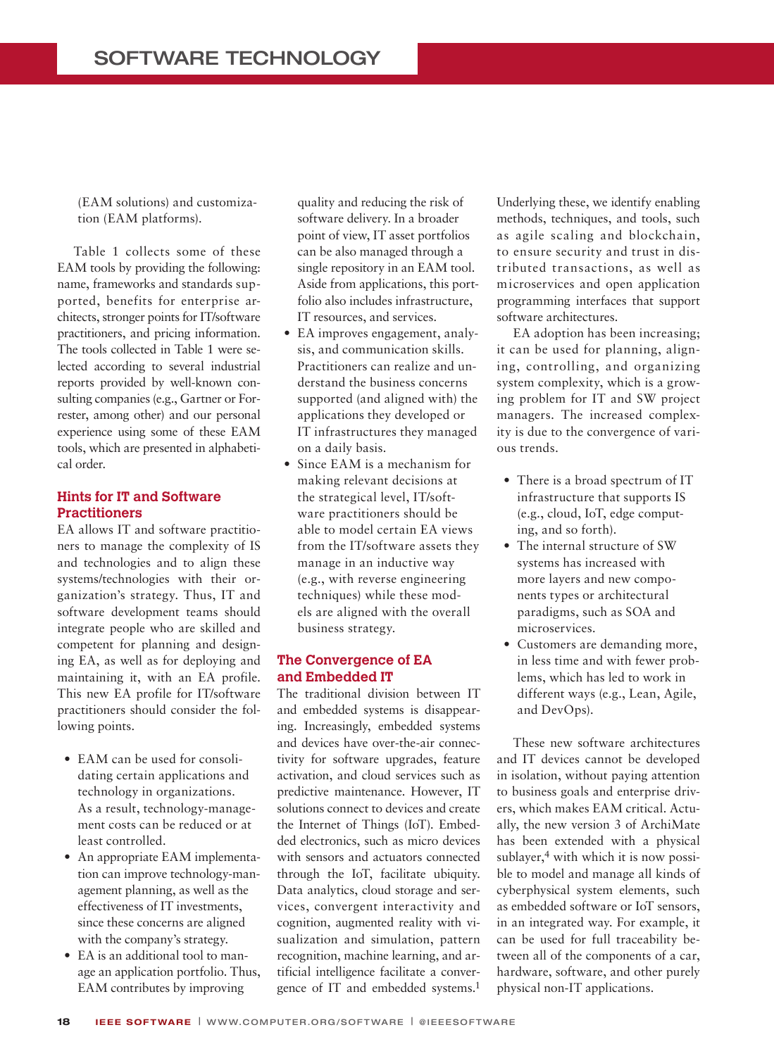(EAM solutions) and customization (EAM platforms).

Table 1 collects some of these EAM tools by providing the following: name, frameworks and standards supported, benefits for enterprise architects, stronger points for IT/software practitioners, and pricing information. The tools collected in Table 1 were selected according to several industrial reports provided by well-known consulting companies (e.g., Gartner or Forrester, among other) and our personal experience using some of these EAM tools, which are presented in alphabetical order.

### Hints for IT and Software Practitioners

EA allows IT and software practitioners to manage the complexity of IS and technologies and to align these systems/technologies with their organization's strategy. Thus, IT and software development teams should integrate people who are skilled and competent for planning and designing EA, as well as for deploying and maintaining it, with an EA profile. This new EA profile for IT/software practitioners should consider the following points.

- EAM can be used for consolidating certain applications and technology in organizations. As a result, technology-management costs can be reduced or at least controlled.
- An appropriate EAM implementation can improve technology-management planning, as well as the effectiveness of IT investments, since these concerns are aligned with the company's strategy.
- EA is an additional tool to manage an application portfolio. Thus, EAM contributes by improving quality and reducing the risk of software delivery. In a broader point of view, IT asset portfolios can be also managed through a single repository in an EAM tool. Aside from applications, this portfolio also includes infrastructure, IT resources, and services.
- EA improves engagement, analysis, and communication skills. Practitioners can realize and understand the business concerns supported (and aligned with) the applications they developed or IT infrastructures they managed on a daily basis.
- Since EAM is a mechanism for making relevant decisions at the strategical level, IT/software practitioners should be able to model certain EA views from the IT/software assets they manage in an inductive way (e.g., with reverse engineering techniques) while these models are aligned with the overall business strategy.

### The Convergence of EA and Embedded IT

The traditional division between IT and embedded systems is disappearing. Increasingly, embedded systems and devices have over-the-air connectivity for software upgrades, feature activation, and cloud services such as predictive maintenance. However, IT solutions connect to devices and create the Internet of Things (IoT). Embedded electronics, such as micro devices with sensors and actuators connected through the IoT, facilitate ubiquity. Data analytics, cloud storage and services, convergent interactivity and cognition, augmented reality with visualization and simulation, pattern recognition, machine learning, and artificial intelligence facilitate a convergence of IT and embedded systems.[1] Underlying these, we identify enabling methods, techniques, and tools, such as agile scaling and blockchain, to ensure security and trust in distributed transactions, as well as microservices and open application programming interfaces that support software architectures.

EA adoption has been increasing; it can be used for planning, aligning, controlling, and organizing system complexity, which is a growing problem for IT and SW project managers. The increased complexity is due to the convergence of various trends.

- There is a broad spectrum of IT infrastructure that supports IS (e.g., cloud, IoT, edge computing, and so forth).
- The internal structure of SW systems has increased with more layers and new components types or architectural paradigms, such as SOA and microservices.
- Customers are demanding more, in less time and with fewer problems, which has led to work in different ways (e.g., Lean, Agile, and DevOps).

These new software architectures and IT devices cannot be developed in isolation, without paying attention to business goals and enterprise drivers, which makes EAM critical. Actually, the new version 3 of ArchiMate has been extended with a physical sublayer,[4] with which it is now possible to model and manage all kinds of cyberphysical system elements, such as embedded software or IoT sensors, in an integrated way. For example, it can be used for full traceability between all of the components of a car, hardware, software, and other purely physical non-IT applications.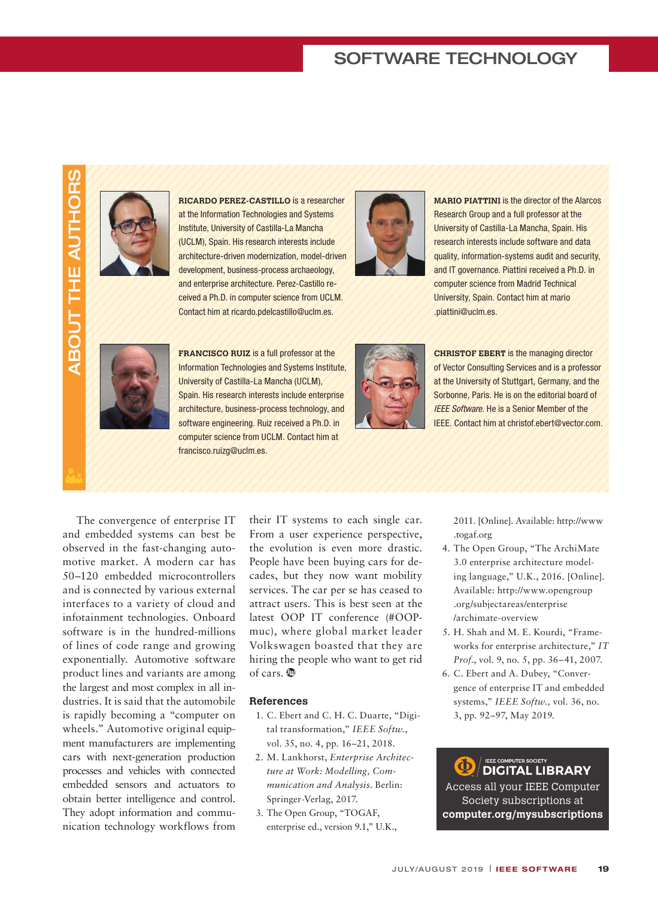## ABOUT THE AUTHORS

**RICARDO PEREZ-CASTILLO** is a researcher at the Information Technologies and Systems Institute, University of Castilla-La Mancha (UCLM), Spain. His research interests include architecture-driven modernization, model-driven development, business-process archaeology, and enterprise architecture. Perez-Castillo received a Ph.D. in computer science from UCLM. Contact him at ricardo.pdelcastillo@uclm.es.

**MARIO PIATTINI** is the director of the Alarcos Research Group and a full professor at the University of Castilla-La Mancha, Spain. His research interests include software and data quality, information-systems audit and security, and IT governance. Piattini received a Ph.D. in computer science from Madrid Technical University, Spain. Contact him at mario.piattini@uclm.es.

**FRANCISCO RUIZ** is a full professor at the Information Technologies and Systems Institute, University of Castilla-La Mancha (UCLM), Spain. His research interests include enterprise architecture, business-process technology, and software engineering. Ruiz received a Ph.D. in computer science from UCLM. Contact him at francisco.ruizg@uclm.es.

**CHRISTOF EBERT** is the managing director of Vector Consulting Services and is a professor at the University of Stuttgart, Germany, and the Sorbonne, Paris. He is on the editorial board of *IEEE Software*. He is a Senior Member of the IEEE. Contact him at christof.ebert@vector.com.

The convergence of enterprise IT and embedded systems can best be observed in the fast-changing automotive market. A modern car has 50–120 embedded microcontrollers and is connected by various external interfaces to a variety of cloud and infotainment technologies. Onboard software is in the hundred-millions of lines of code range and growing exponentially. Automotive software product lines and variants are among the largest and most complex in all industries. It is said that the automobile is rapidly becoming a "computer on wheels." Automotive original equipment manufacturers are implementing cars with next-generation production processes and vehicles with connected embedded sensors and actuators to obtain better intelligence and control. They adopt information and communication technology workflows from their IT systems to each single car. From a user experience perspective, the evolution is even more drastic. People have been buying cars for decades, but they now want mobility services. The car per se has ceased to attract users. This is best seen at the latest OOP IT conference (#OOPmuc), where global market leader Volkswagen boasted that they are hiring the people who want to get rid of cars.

### References

1. C. Ebert and C. H. C. Duarte, "Digital transformation," *IEEE Softw.*, vol. 35, no. 4, pp. 16–21, 2018.
2. M. Lankhorst, *Enterprise Architecture at Work: Modelling, Communication and Analysis*. Berlin: Springer-Verlag, 2017.
3. The Open Group, "TOGAF, enterprise ed., version 9.1," U.K., 2011. [Online]. Available: http://www.togaf.org
4. The Open Group, "The ArchiMate 3.0 enterprise architecture modeling language," U.K., 2016. [Online]. Available: http://www.opengroup.org/subjectareas/enterprise/archimate-overview
5. H. Shah and M. E. Kourdi, "Frameworks for enterprise architecture," *IT Prof.*, vol. 9, no. 5, pp. 36–41, 2007.
6. C. Ebert and A. Dubey, "Convergence of enterprise IT and embedded systems," *IEEE Softw.*, vol. 36, no. 3, pp. 92–97, May 2019.

IEEE COMPUTER SOCIETY DIGITAL LIBRARY
Access all your IEEE Computer Society subscriptions at **computer.org/mysubscriptions**